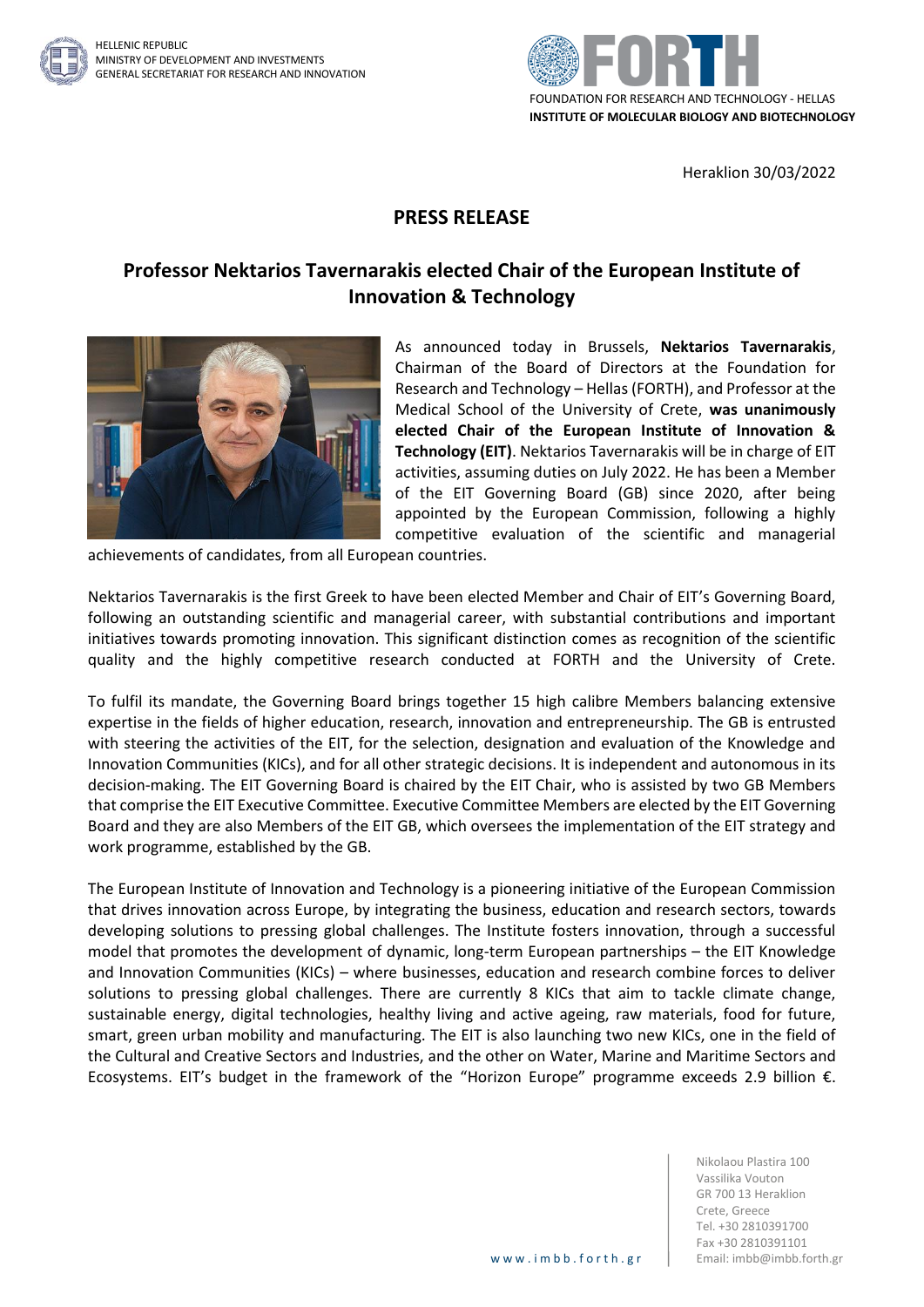HELLENIC REPUBLIC
MINISTRY OF DEVELOPMENT AND INVESTMENTS
GENERAL SECRETARIAT FOR RESEARCH AND INNOVATION

FOUNDATION FOR RESEARCH AND TECHNOLOGY - HELLAS
**INSTITUTE OF MOLECULAR BIOLOGY AND BIOTECHNOLOGY**

Heraklion 30/03/2022

## PRESS RELEASE

# Professor Nektarios Tavernarakis elected Chair of the European Institute of Innovation & Technology

As announced today in Brussels, **Nektarios Tavernarakis**, Chairman of the Board of Directors at the Foundation for Research and Technology – Hellas (FORTH), and Professor at the Medical School of the University of Crete, **was unanimously elected Chair of the European Institute of Innovation & Technology (EIT)**. Nektarios Tavernarakis will be in charge of EIT activities, assuming duties on July 2022. He has been a Member of the EIT Governing Board (GB) since 2020, after being appointed by the European Commission, following a highly competitive evaluation of the scientific and managerial achievements of candidates, from all European countries.

Nektarios Tavernarakis is the first Greek to have been elected Member and Chair of EIT's Governing Board, following an outstanding scientific and managerial career, with substantial contributions and important initiatives towards promoting innovation. This significant distinction comes as recognition of the scientific quality and the highly competitive research conducted at FORTH and the University of Crete.

To fulfil its mandate, the Governing Board brings together 15 high calibre Members balancing extensive expertise in the fields of higher education, research, innovation and entrepreneurship. The GB is entrusted with steering the activities of the EIT, for the selection, designation and evaluation of the Knowledge and Innovation Communities (KICs), and for all other strategic decisions. It is independent and autonomous in its decision-making. The EIT Governing Board is chaired by the EIT Chair, who is assisted by two GB Members that comprise the EIT Executive Committee. Executive Committee Members are elected by the EIT Governing Board and they are also Members of the EIT GB, which oversees the implementation of the EIT strategy and work programme, established by the GB.

The European Institute of Innovation and Technology is a pioneering initiative of the European Commission that drives innovation across Europe, by integrating the business, education and research sectors, towards developing solutions to pressing global challenges. The Institute fosters innovation, through a successful model that promotes the development of dynamic, long-term European partnerships – the EIT Knowledge and Innovation Communities (KICs) – where businesses, education and research combine forces to deliver solutions to pressing global challenges. There are currently 8 KICs that aim to tackle climate change, sustainable energy, digital technologies, healthy living and active ageing, raw materials, food for future, smart, green urban mobility and manufacturing. The EIT is also launching two new KICs, one in the field of the Cultural and Creative Sectors and Industries, and the other on Water, Marine and Maritime Sectors and Ecosystems. EIT's budget in the framework of the "Horizon Europe" programme exceeds 2.9 billion €.

www.imbb.forth.gr

Nikolaou Plastira 100
Vassilika Vouton
GR 700 13 Heraklion
Crete, Greece
Tel. +30 2810391700
Fax +30 2810391101
Email: imbb@imbb.forth.gr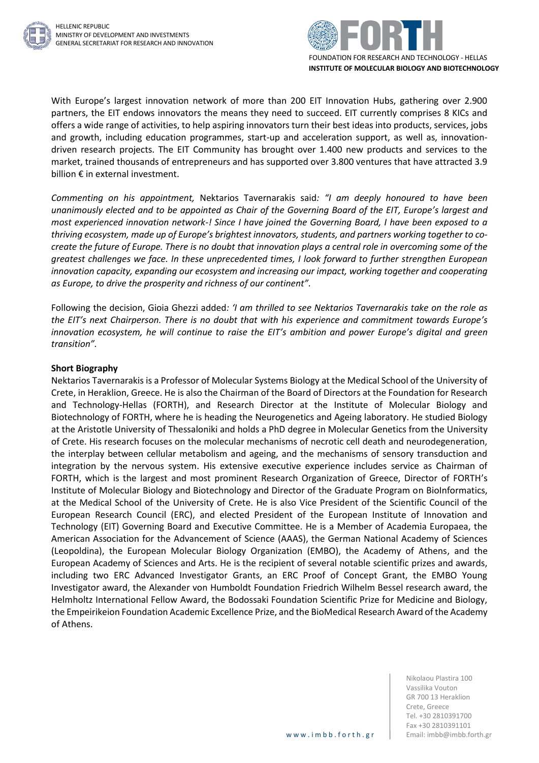With Europe's largest innovation network of more than 200 EIT Innovation Hubs, gathering over 2.900 partners, the EIT endows innovators the means they need to succeed. EIT currently comprises 8 KICs and offers a wide range of activities, to help aspiring innovators turn their best ideas into products, services, jobs and growth, including education programmes, start-up and acceleration support, as well as, innovation-driven research projects. The EIT Community has brought over 1.400 new products and services to the market, trained thousands of entrepreneurs and has supported over 3.800 ventures that have attracted 3.9 billion € in external investment.

*Commenting on his appointment,* Nektarios Tavernarakis said*: "I am deeply honoured to have been unanimously elected and to be appointed as Chair of the Governing Board of the EIT, Europe's largest and most experienced innovation network-! Since I have joined the Governing Board, I have been exposed to a thriving ecosystem, made up of Europe's brightest innovators, students, and partners working together to co-create the future of Europe. There is no doubt that innovation plays a central role in overcoming some of the greatest challenges we face. In these unprecedented times, I look forward to further strengthen European innovation capacity, expanding our ecosystem and increasing our impact, working together and cooperating as Europe, to drive the prosperity and richness of our continent".*

Following the decision, Gioia Ghezzi added*: 'I am thrilled to see Nektarios Tavernarakis take on the role as the EIT's next Chairperson. There is no doubt that with his experience and commitment towards Europe's innovation ecosystem, he will continue to raise the EIT's ambition and power Europe's digital and green transition".*

**Short Biography**

Nektarios Tavernarakis is a Professor of Molecular Systems Biology at the Medical School of the University of Crete, in Heraklion, Greece. He is also the Chairman of the Board of Directors at the Foundation for Research and Technology-Hellas (FORTH), and Research Director at the Institute of Molecular Biology and Biotechnology of FORTH, where he is heading the Neurogenetics and Ageing laboratory. He studied Biology at the Aristotle University of Thessaloniki and holds a PhD degree in Molecular Genetics from the University of Crete. His research focuses on the molecular mechanisms of necrotic cell death and neurodegeneration, the interplay between cellular metabolism and ageing, and the mechanisms of sensory transduction and integration by the nervous system. His extensive executive experience includes service as Chairman of FORTH, which is the largest and most prominent Research Organization of Greece, Director of FORTH's Institute of Molecular Biology and Biotechnology and Director of the Graduate Program on BioInformatics, at the Medical School of the University of Crete. He is also Vice President of the Scientific Council of the European Research Council (ERC), and elected President of the European Institute of Innovation and Technology (EIT) Governing Board and Executive Committee. He is a Member of Academia Europaea, the American Association for the Advancement of Science (AAAS), the German National Academy of Sciences (Leopoldina), the European Molecular Biology Organization (EMBO), the Academy of Athens, and the European Academy of Sciences and Arts. He is the recipient of several notable scientific prizes and awards, including two ERC Advanced Investigator Grants, an ERC Proof of Concept Grant, the EMBO Young Investigator award, the Alexander von Humboldt Foundation Friedrich Wilhelm Bessel research award, the Helmholtz International Fellow Award, the Bodossaki Foundation Scientific Prize for Medicine and Biology, the Empeirikeion Foundation Academic Excellence Prize, and the BioMedical Research Award of the Academy of Athens.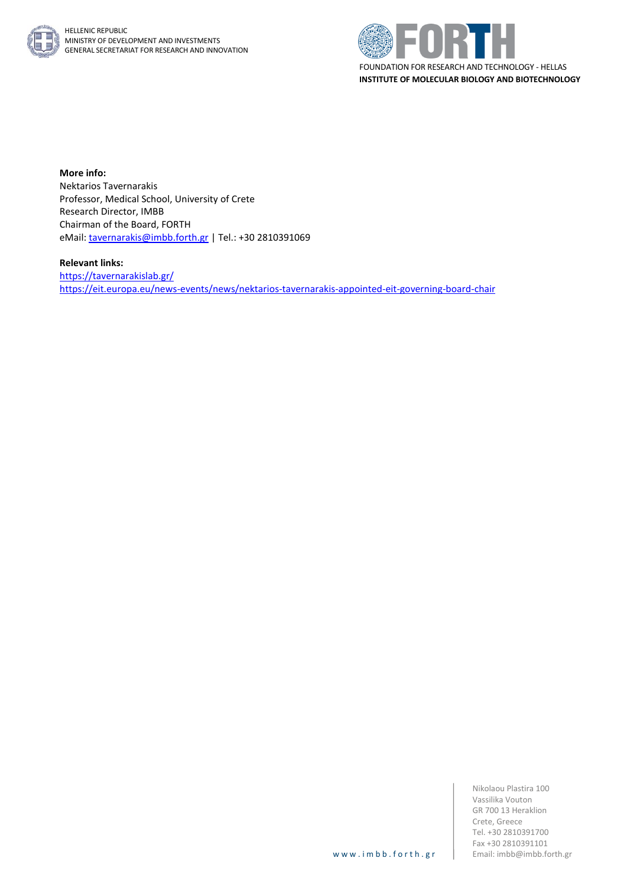**More info:**
Nektarios Tavernarakis
Professor, Medical School, University of Crete
Research Director, IMBB
Chairman of the Board, FORTH
eMail: tavernarakis@imbb.forth.gr | Tel.: +30 2810391069

**Relevant links:**
https://tavernarakislab.gr/
https://eit.europa.eu/news-events/news/nektarios-tavernarakis-appointed-eit-governing-board-chair